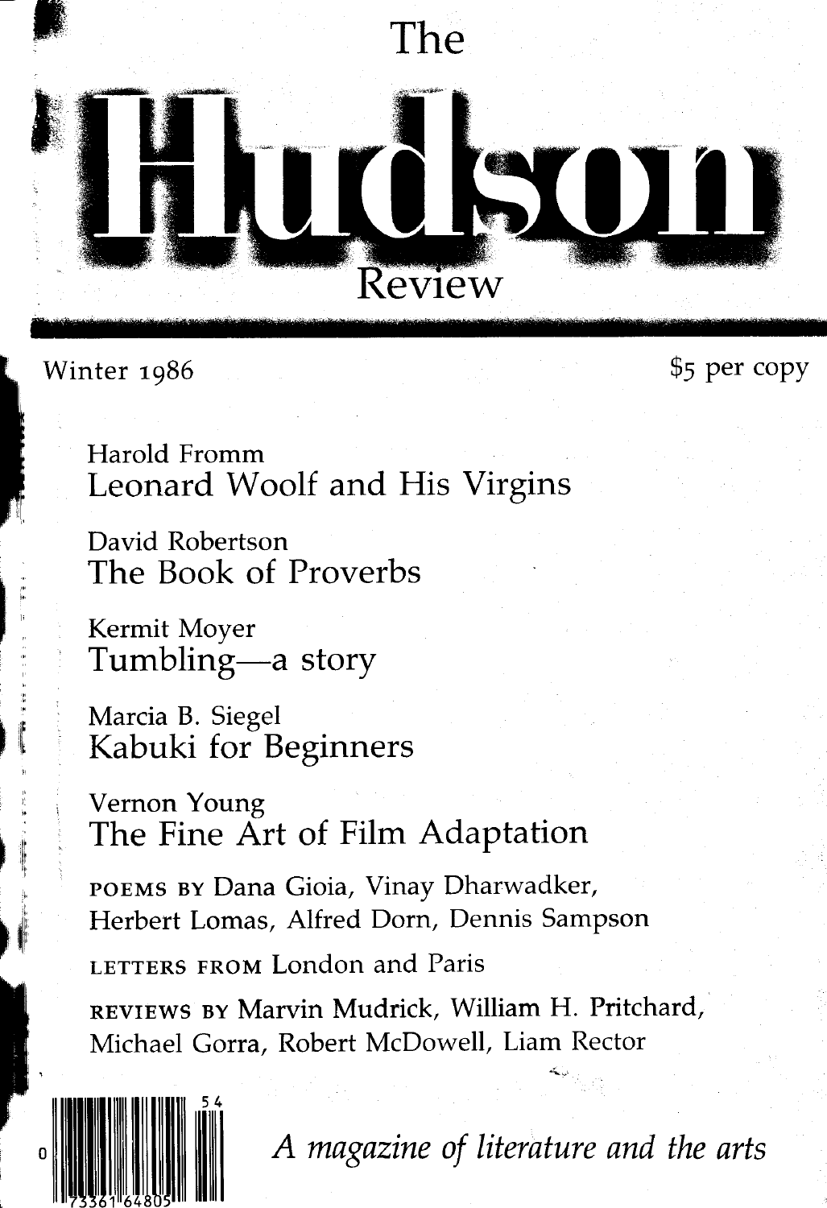# The Hudson Review

Winter 1986

$5 per copy

Harold Fromm
**Leonard Woolf and His Virgins**

David Robertson
**The Book of Proverbs**

Kermit Moyer
**Tumbling—a story**

Marcia B. Siegel
**Kabuki for Beginners**

Vernon Young
**The Fine Art of Film Adaptation**

POEMS BY Dana Gioia, Vinay Dharwadker, Herbert Lomas, Alfred Dorn, Dennis Sampson

LETTERS FROM London and Paris

REVIEWS BY Marvin Mudrick, William H. Pritchard, Michael Gorra, Robert McDowell, Liam Rector

0 73361 64805 54

*A magazine of literature and the arts*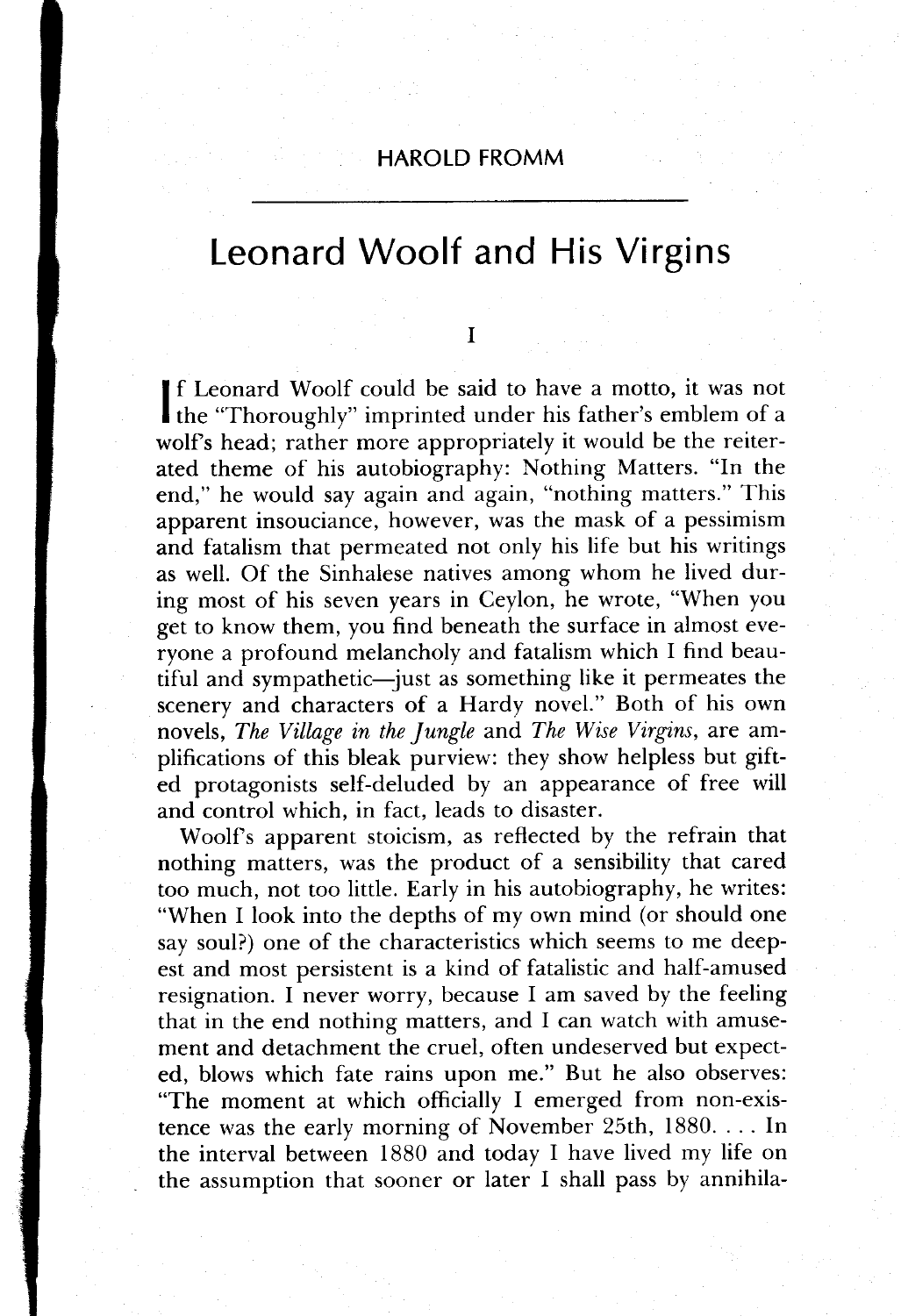HAROLD FROMM

# Leonard Woolf and His Virgins

## I

If Leonard Woolf could be said to have a motto, it was not the "Thoroughly" imprinted under his father's emblem of a wolf's head; rather more appropriately it would be the reiterated theme of his autobiography: Nothing Matters. "In the end," he would say again and again, "nothing matters." This apparent insouciance, however, was the mask of a pessimism and fatalism that permeated not only his life but his writings as well. Of the Sinhalese natives among whom he lived during most of his seven years in Ceylon, he wrote, "When you get to know them, you find beneath the surface in almost everyone a profound melancholy and fatalism which I find beautiful and sympathetic—just as something like it permeates the scenery and characters of a Hardy novel." Both of his own novels, *The Village in the Jungle* and *The Wise Virgins*, are amplifications of this bleak purview: they show helpless but gifted protagonists self-deluded by an appearance of free will and control which, in fact, leads to disaster.

Woolf's apparent stoicism, as reflected by the refrain that nothing matters, was the product of a sensibility that cared too much, not too little. Early in his autobiography, he writes: "When I look into the depths of my own mind (or should one say soul?) one of the characteristics which seems to me deepest and most persistent is a kind of fatalistic and half-amused resignation. I never worry, because I am saved by the feeling that in the end nothing matters, and I can watch with amusement and detachment the cruel, often undeserved but expected, blows which fate rains upon me." But he also observes: "The moment at which officially I emerged from non-existence was the early morning of November 25th, 1880. . . . In the interval between 1880 and today I have lived my life on the assumption that sooner or later I shall pass by annihila-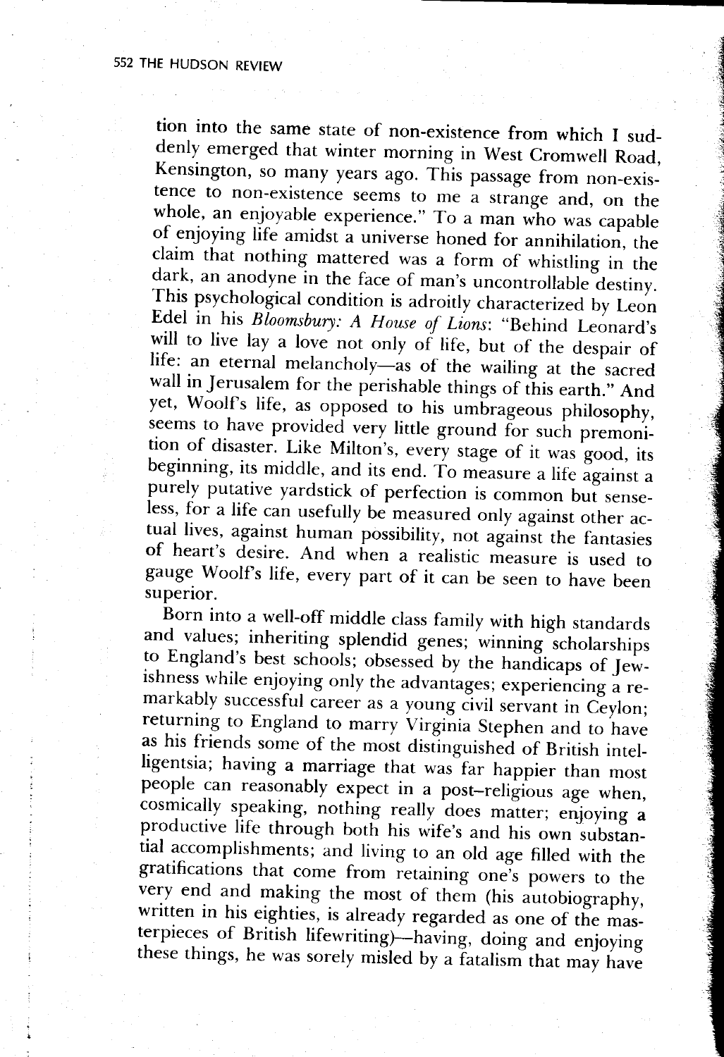tion into the same state of non-existence from which I suddenly emerged that winter morning in West Cromwell Road, Kensington, so many years ago. This passage from non-existence to non-existence seems to me a strange and, on the whole, an enjoyable experience." To a man who was capable of enjoying life amidst a universe honed for annihilation, the claim that nothing mattered was a form of whistling in the dark, an anodyne in the face of man's uncontrollable destiny. This psychological condition is adroitly characterized by Leon Edel in his *Bloomsbury: A House of Lions*: "Behind Leonard's will to live lay a love not only of life, but of the despair of life: an eternal melancholy—as of the wailing at the sacred wall in Jerusalem for the perishable things of this earth." And yet, Woolf's life, as opposed to his umbrageous philosophy, seems to have provided very little ground for such premonition of disaster. Like Milton's, every stage of it was good, its beginning, its middle, and its end. To measure a life against a purely putative yardstick of perfection is common but senseless, for a life can usefully be measured only against other actual lives, against human possibility, not against the fantasies of heart's desire. And when a realistic measure is used to gauge Woolf's life, every part of it can be seen to have been superior.

Born into a well-off middle class family with high standards and values; inheriting splendid genes; winning scholarships to England's best schools; obsessed by the handicaps of Jewishness while enjoying only the advantages; experiencing a remarkably successful career as a young civil servant in Ceylon; returning to England to marry Virginia Stephen and to have as his friends some of the most distinguished of British intelligentsia; having a marriage that was far happier than most people can reasonably expect in a post–religious age when, cosmically speaking, nothing really does matter; enjoying a productive life through both his wife's and his own substantial accomplishments; and living to an old age filled with the gratifications that come from retaining one's powers to the very end and making the most of them (his autobiography, written in his eighties, is already regarded as one of the masterpieces of British lifewriting)—having, doing and enjoying these things, he was sorely misled by a fatalism that may have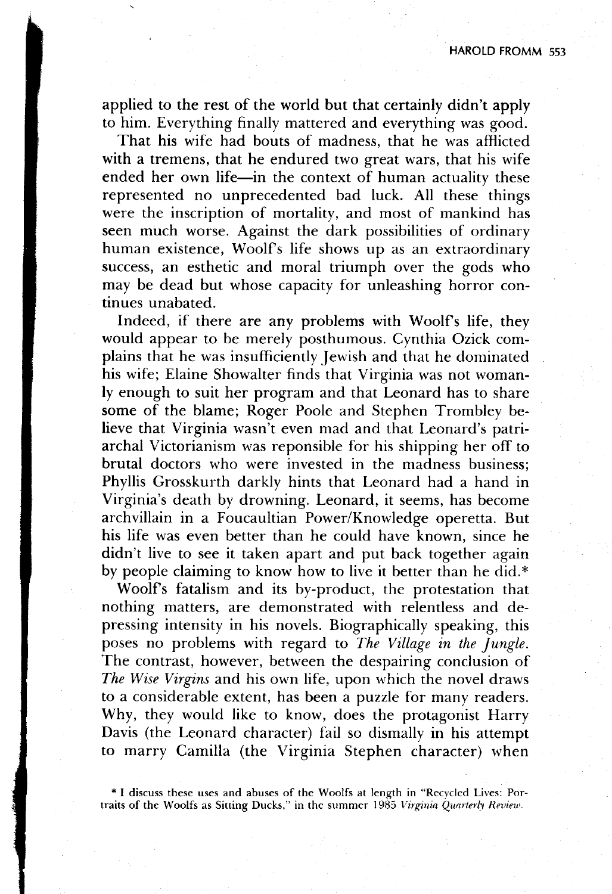applied to the rest of the world but that certainly didn't apply to him. Everything finally mattered and everything was good.

That his wife had bouts of madness, that he was afflicted with a tremens, that he endured two great wars, that his wife ended her own life—in the context of human actuality these represented no unprecedented bad luck. All these things were the inscription of mortality, and most of mankind has seen much worse. Against the dark possibilities of ordinary human existence, Woolf's life shows up as an extraordinary success, an esthetic and moral triumph over the gods who may be dead but whose capacity for unleashing horror continues unabated.

Indeed, if there are any problems with Woolf's life, they would appear to be merely posthumous. Cynthia Ozick complains that he was insufficiently Jewish and that he dominated his wife; Elaine Showalter finds that Virginia was not womanly enough to suit her program and that Leonard has to share some of the blame; Roger Poole and Stephen Trombley believe that Virginia wasn't even mad and that Leonard's patriarchal Victorianism was reponsible for his shipping her off to brutal doctors who were invested in the madness business; Phyllis Grosskurth darkly hints that Leonard had a hand in Virginia's death by drowning. Leonard, it seems, has become archvillain in a Foucaultian Power/Knowledge operetta. But his life was even better than he could have known, since he didn't live to see it taken apart and put back together again by people claiming to know how to live it better than he did.*

Woolf's fatalism and its by-product, the protestation that nothing matters, are demonstrated with relentless and depressing intensity in his novels. Biographically speaking, this poses no problems with regard to *The Village in the Jungle*. The contrast, however, between the despairing conclusion of *The Wise Virgins* and his own life, upon which the novel draws to a considerable extent, has been a puzzle for many readers. Why, they would like to know, does the protagonist Harry Davis (the Leonard character) fail so dismally in his attempt to marry Camilla (the Virginia Stephen character) when

\* I discuss these uses and abuses of the Woolfs at length in "Recycled Lives: Portraits of the Woolfs as Sitting Ducks," in the summer 1985 *Virginia Quarterly Review*.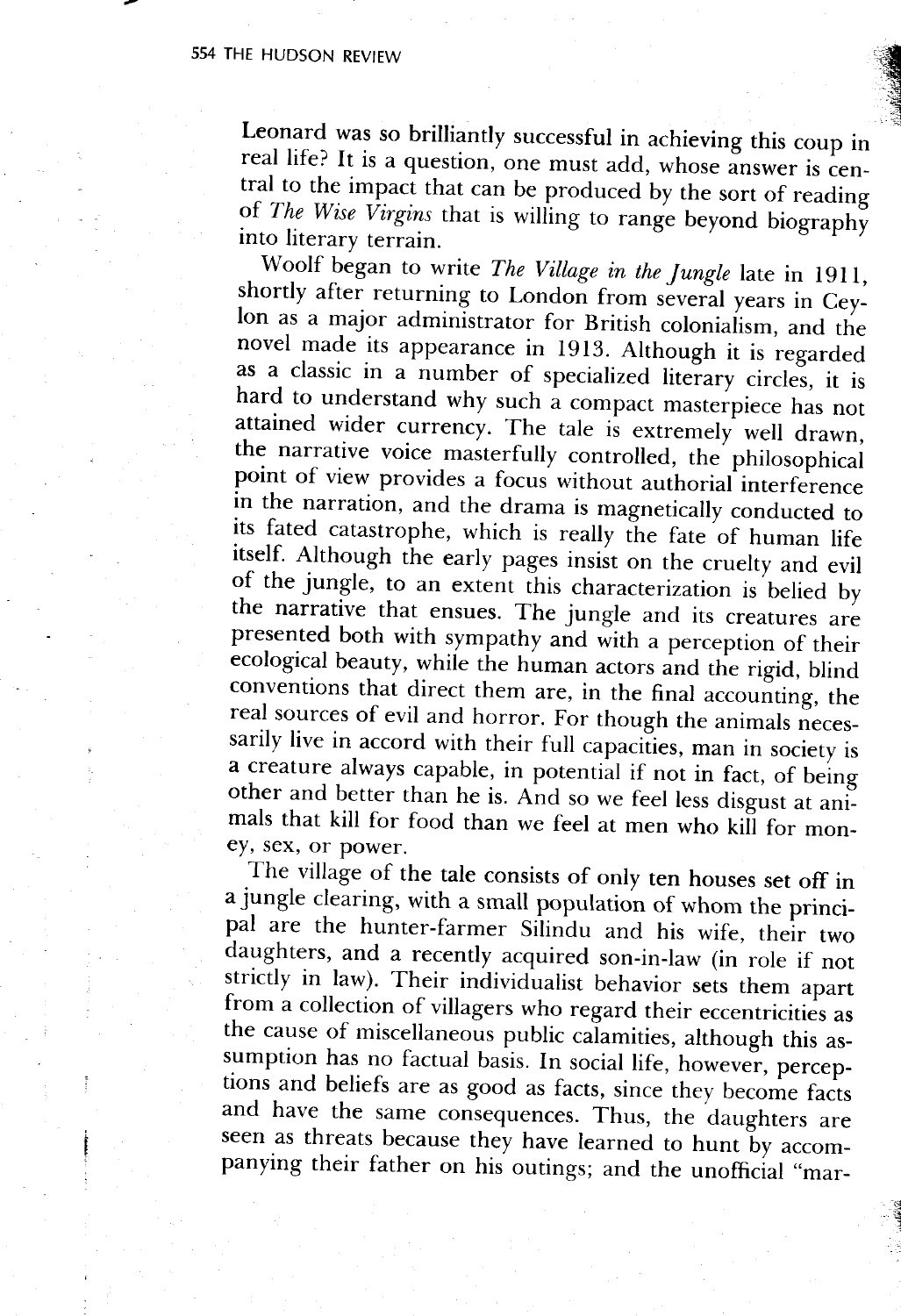Leonard was so brilliantly successful in achieving this coup in real life? It is a question, one must add, whose answer is central to the impact that can be produced by the sort of reading of *The Wise Virgins* that is willing to range beyond biography into literary terrain.

Woolf began to write *The Village in the Jungle* late in 1911, shortly after returning to London from several years in Ceylon as a major administrator for British colonialism, and the novel made its appearance in 1913. Although it is regarded as a classic in a number of specialized literary circles, it is hard to understand why such a compact masterpiece has not attained wider currency. The tale is extremely well drawn, the narrative voice masterfully controlled, the philosophical point of view provides a focus without authorial interference in the narration, and the drama is magnetically conducted to its fated catastrophe, which is really the fate of human life itself. Although the early pages insist on the cruelty and evil of the jungle, to an extent this characterization is belied by the narrative that ensues. The jungle and its creatures are presented both with sympathy and with a perception of their ecological beauty, while the human actors and the rigid, blind conventions that direct them are, in the final accounting, the real sources of evil and horror. For though the animals necessarily live in accord with their full capacities, man in society is a creature always capable, in potential if not in fact, of being other and better than he is. And so we feel less disgust at animals that kill for food than we feel at men who kill for money, sex, or power.

The village of the tale consists of only ten houses set off in a jungle clearing, with a small population of whom the principal are the hunter-farmer Silindu and his wife, their two daughters, and a recently acquired son-in-law (in role if not strictly in law). Their individualist behavior sets them apart from a collection of villagers who regard their eccentricities as the cause of miscellaneous public calamities, although this assumption has no factual basis. In social life, however, perceptions and beliefs are as good as facts, since they become facts and have the same consequences. Thus, the daughters are seen as threats because they have learned to hunt by accompanying their father on his outings; and the unofficial "mar-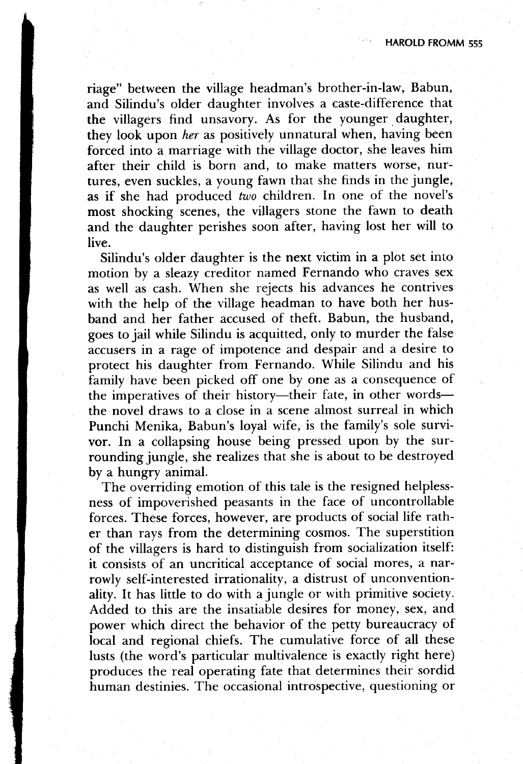riage" between the village headman's brother-in-law, Babun, and Silindu's older daughter involves a caste-difference that the villagers find unsavory. As for the younger daughter, they look upon *her* as positively unnatural when, having been forced into a marriage with the village doctor, she leaves him after their child is born and, to make matters worse, nurtures, even suckles, a young fawn that she finds in the jungle, as if she had produced *two* children. In one of the novel's most shocking scenes, the villagers stone the fawn to death and the daughter perishes soon after, having lost her will to live.

Silindu's older daughter is the next victim in a plot set into motion by a sleazy creditor named Fernando who craves sex as well as cash. When she rejects his advances he contrives with the help of the village headman to have both her husband and her father accused of theft. Babun, the husband, goes to jail while Silindu is acquitted, only to murder the false accusers in a rage of impotence and despair and a desire to protect his daughter from Fernando. While Silindu and his family have been picked off one by one as a consequence of the imperatives of their history—their fate, in other words—the novel draws to a close in a scene almost surreal in which Punchi Menika, Babun's loyal wife, is the family's sole survivor. In a collapsing house being pressed upon by the surrounding jungle, she realizes that she is about to be destroyed by a hungry animal.

The overriding emotion of this tale is the resigned helplessness of impoverished peasants in the face of uncontrollable forces. These forces, however, are products of social life rather than rays from the determining cosmos. The superstition of the villagers is hard to distinguish from socialization itself: it consists of an uncritical acceptance of social mores, a narrowly self-interested irrationality, a distrust of unconventionality. It has little to do with a jungle or with primitive society. Added to this are the insatiable desires for money, sex, and power which direct the behavior of the petty bureaucracy of local and regional chiefs. The cumulative force of all these lusts (the word's particular multivalence is exactly right here) produces the real operating fate that determines their sordid human destinies. The occasional introspective, questioning or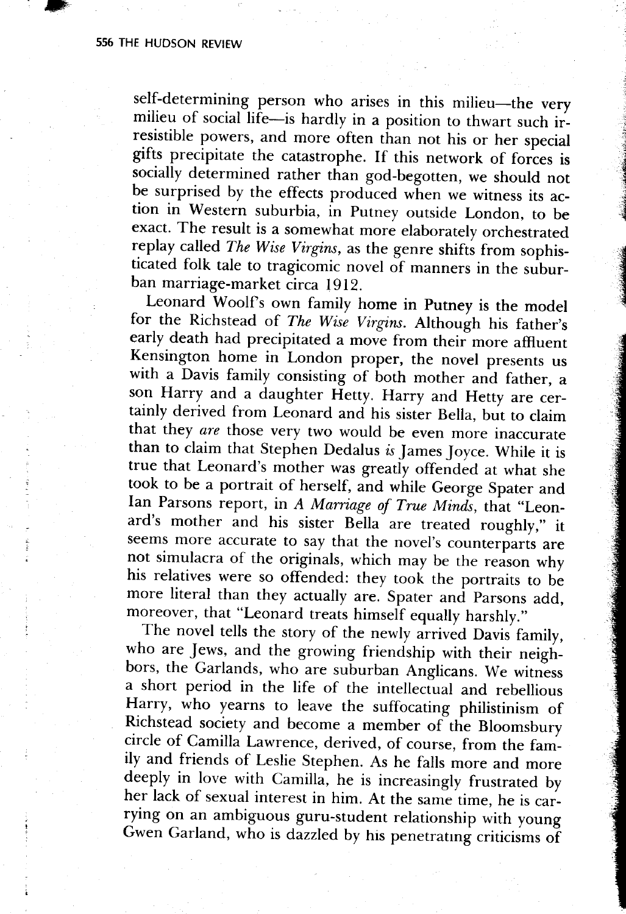self-determining person who arises in this milieu—the very milieu of social life—is hardly in a position to thwart such irresistible powers, and more often than not his or her special gifts precipitate the catastrophe. If this network of forces is socially determined rather than god-begotten, we should not be surprised by the effects produced when we witness its action in Western suburbia, in Putney outside London, to be exact. The result is a somewhat more elaborately orchestrated replay called *The Wise Virgins*, as the genre shifts from sophisticated folk tale to tragicomic novel of manners in the suburban marriage-market circa 1912.

Leonard Woolf's own family home in Putney is the model for the Richstead of *The Wise Virgins*. Although his father's early death had precipitated a move from their more affluent Kensington home in London proper, the novel presents us with a Davis family consisting of both mother and father, a son Harry and a daughter Hetty. Harry and Hetty are certainly derived from Leonard and his sister Bella, but to claim that they *are* those very two would be even more inaccurate than to claim that Stephen Dedalus *is* James Joyce. While it is true that Leonard's mother was greatly offended at what she took to be a portrait of herself, and while George Spater and Ian Parsons report, in *A Marriage of True Minds*, that "Leonard's mother and his sister Bella are treated roughly," it seems more accurate to say that the novel's counterparts are not simulacra of the originals, which may be the reason why his relatives were so offended: they took the portraits to be more literal than they actually are. Spater and Parsons add, moreover, that "Leonard treats himself equally harshly."

The novel tells the story of the newly arrived Davis family, who are Jews, and the growing friendship with their neighbors, the Garlands, who are suburban Anglicans. We witness a short period in the life of the intellectual and rebellious Harry, who yearns to leave the suffocating philistinism of Richstead society and become a member of the Bloomsbury circle of Camilla Lawrence, derived, of course, from the family and friends of Leslie Stephen. As he falls more and more deeply in love with Camilla, he is increasingly frustrated by her lack of sexual interest in him. At the same time, he is carrying on an ambiguous guru-student relationship with young Gwen Garland, who is dazzled by his penetrating criticisms of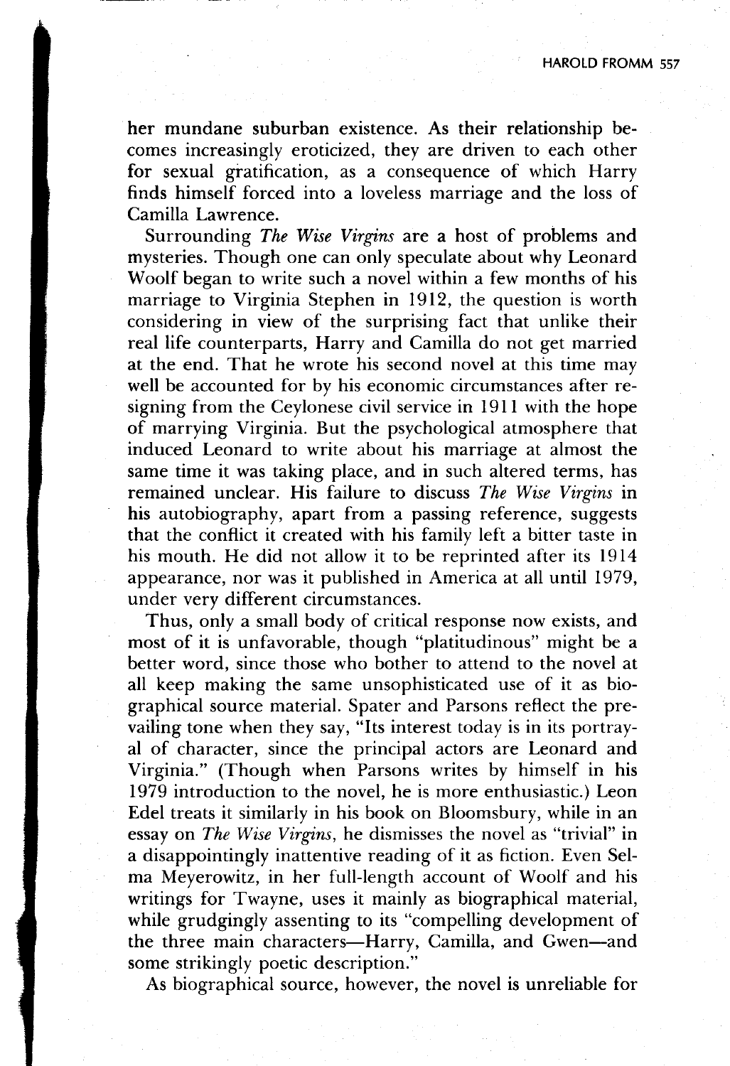her mundane suburban existence. As their relationship becomes increasingly eroticized, they are driven to each other for sexual gratification, as a consequence of which Harry finds himself forced into a loveless marriage and the loss of Camilla Lawrence.

Surrounding *The Wise Virgins* are a host of problems and mysteries. Though one can only speculate about why Leonard Woolf began to write such a novel within a few months of his marriage to Virginia Stephen in 1912, the question is worth considering in view of the surprising fact that unlike their real life counterparts, Harry and Camilla do not get married at the end. That he wrote his second novel at this time may well be accounted for by his economic circumstances after resigning from the Ceylonese civil service in 1911 with the hope of marrying Virginia. But the psychological atmosphere that induced Leonard to write about his marriage at almost the same time it was taking place, and in such altered terms, has remained unclear. His failure to discuss *The Wise Virgins* in his autobiography, apart from a passing reference, suggests that the conflict it created with his family left a bitter taste in his mouth. He did not allow it to be reprinted after its 1914 appearance, nor was it published in America at all until 1979, under very different circumstances.

Thus, only a small body of critical response now exists, and most of it is unfavorable, though "platitudinous" might be a better word, since those who bother to attend to the novel at all keep making the same unsophisticated use of it as biographical source material. Spater and Parsons reflect the prevailing tone when they say, "Its interest today is in its portrayal of character, since the principal actors are Leonard and Virginia." (Though when Parsons writes by himself in his 1979 introduction to the novel, he is more enthusiastic.) Leon Edel treats it similarly in his book on Bloomsbury, while in an essay on *The Wise Virgins*, he dismisses the novel as "trivial" in a disappointingly inattentive reading of it as fiction. Even Selma Meyerowitz, in her full-length account of Woolf and his writings for Twayne, uses it mainly as biographical material, while grudgingly assenting to its "compelling development of the three main characters—Harry, Camilla, and Gwen—and some strikingly poetic description."

As biographical source, however, the novel is unreliable for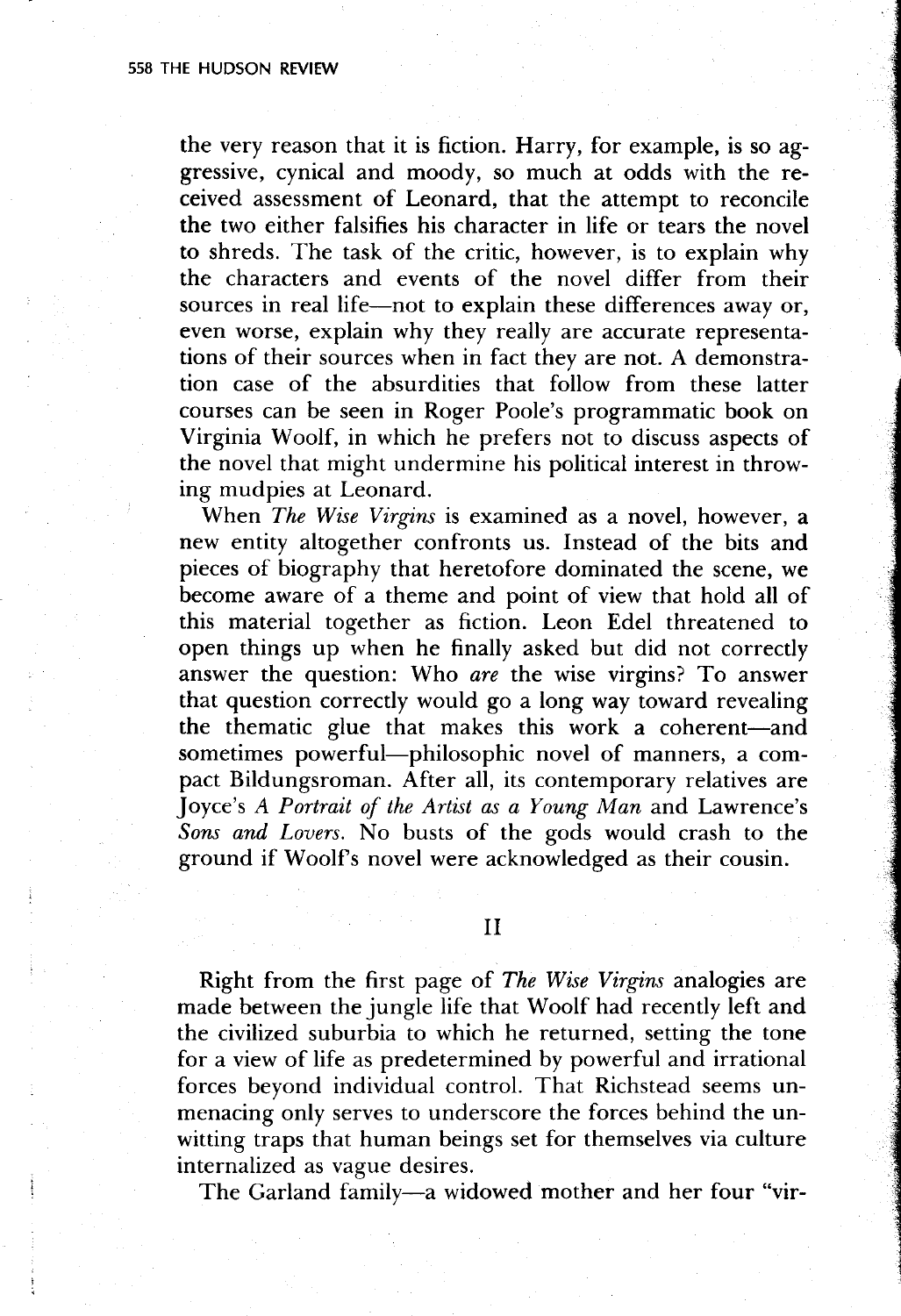the very reason that it is fiction. Harry, for example, is so aggressive, cynical and moody, so much at odds with the received assessment of Leonard, that the attempt to reconcile the two either falsifies his character in life or tears the novel to shreds. The task of the critic, however, is to explain why the characters and events of the novel differ from their sources in real life—not to explain these differences away or, even worse, explain why they really are accurate representations of their sources when in fact they are not. A demonstration case of the absurdities that follow from these latter courses can be seen in Roger Poole's programmatic book on Virginia Woolf, in which he prefers not to discuss aspects of the novel that might undermine his political interest in throwing mudpies at Leonard.

When *The Wise Virgins* is examined as a novel, however, a new entity altogether confronts us. Instead of the bits and pieces of biography that heretofore dominated the scene, we become aware of a theme and point of view that hold all of this material together as fiction. Leon Edel threatened to open things up when he finally asked but did not correctly answer the question: Who *are* the wise virgins? To answer that question correctly would go a long way toward revealing the thematic glue that makes this work a coherent—and sometimes powerful—philosophic novel of manners, a compact Bildungsroman. After all, its contemporary relatives are Joyce's *A Portrait of the Artist as a Young Man* and Lawrence's *Sons and Lovers*. No busts of the gods would crash to the ground if Woolf's novel were acknowledged as their cousin.

## II

Right from the first page of *The Wise Virgins* analogies are made between the jungle life that Woolf had recently left and the civilized suburbia to which he returned, setting the tone for a view of life as predetermined by powerful and irrational forces beyond individual control. That Richstead seems unmenacing only serves to underscore the forces behind the unwitting traps that human beings set for themselves via culture internalized as vague desires.

The Garland family—a widowed mother and her four "vir-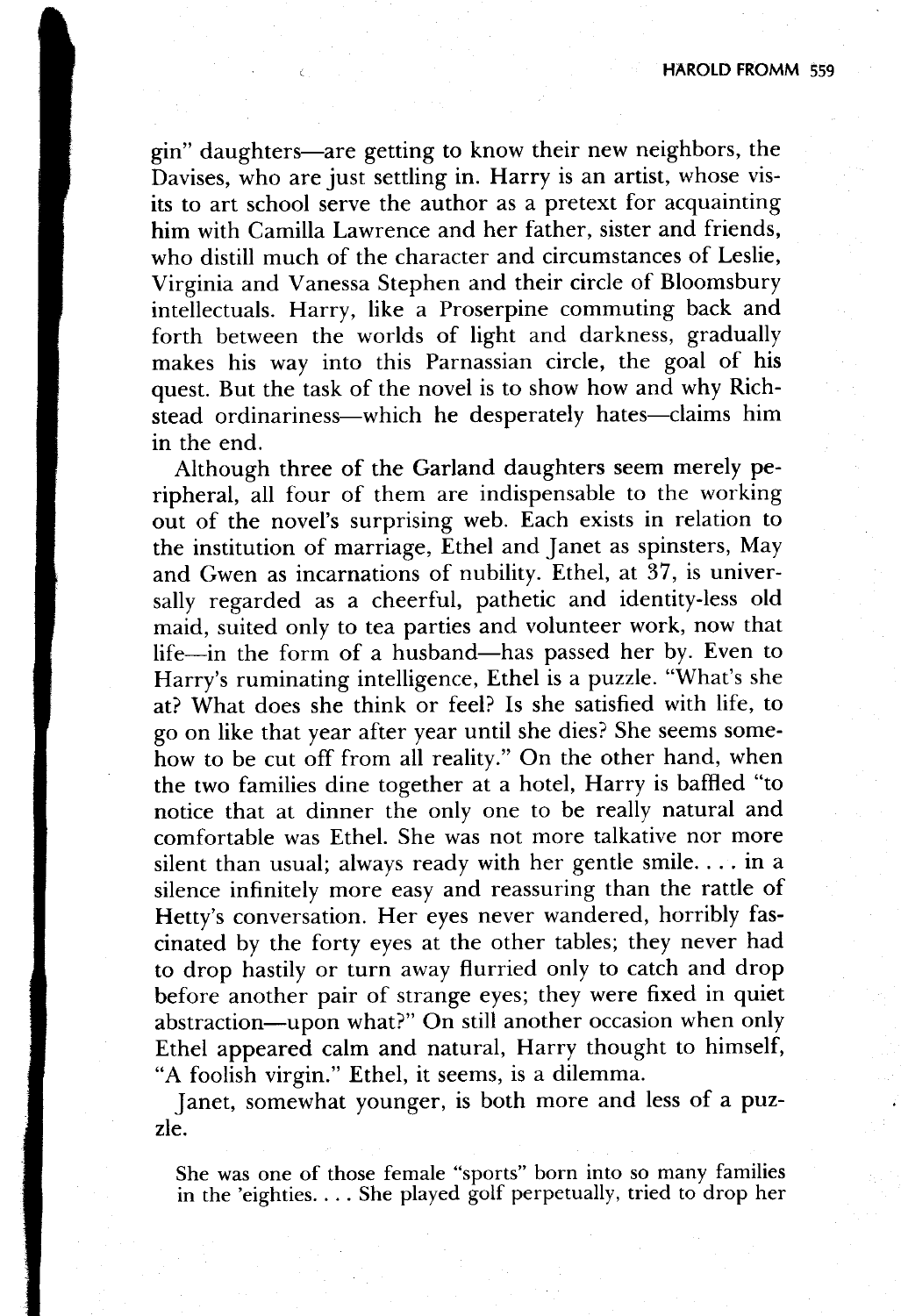gin" daughters—are getting to know their new neighbors, the Davises, who are just settling in. Harry is an artist, whose visits to art school serve the author as a pretext for acquainting him with Camilla Lawrence and her father, sister and friends, who distill much of the character and circumstances of Leslie, Virginia and Vanessa Stephen and their circle of Bloomsbury intellectuals. Harry, like a Proserpine commuting back and forth between the worlds of light and darkness, gradually makes his way into this Parnassian circle, the goal of his quest. But the task of the novel is to show how and why Richstead ordinariness—which he desperately hates—claims him in the end.

Although three of the Garland daughters seem merely peripheral, all four of them are indispensable to the working out of the novel's surprising web. Each exists in relation to the institution of marriage, Ethel and Janet as spinsters, May and Gwen as incarnations of nubility. Ethel, at 37, is universally regarded as a cheerful, pathetic and identity-less old maid, suited only to tea parties and volunteer work, now that life—in the form of a husband—has passed her by. Even to Harry's ruminating intelligence, Ethel is a puzzle. "What's she at? What does she think or feel? Is she satisfied with life, to go on like that year after year until she dies? She seems somehow to be cut off from all reality." On the other hand, when the two families dine together at a hotel, Harry is baffled "to notice that at dinner the only one to be really natural and comfortable was Ethel. She was not more talkative nor more silent than usual; always ready with her gentle smile. . . . in a silence infinitely more easy and reassuring than the rattle of Hetty's conversation. Her eyes never wandered, horribly fascinated by the forty eyes at the other tables; they never had to drop hastily or turn away flurried only to catch and drop before another pair of strange eyes; they were fixed in quiet abstraction—upon what?" On still another occasion when only Ethel appeared calm and natural, Harry thought to himself, "A foolish virgin." Ethel, it seems, is a dilemma.

Janet, somewhat younger, is both more and less of a puzzle.

> She was one of those female "sports" born into so many families in the 'eighties. . . . She played golf perpetually, tried to drop her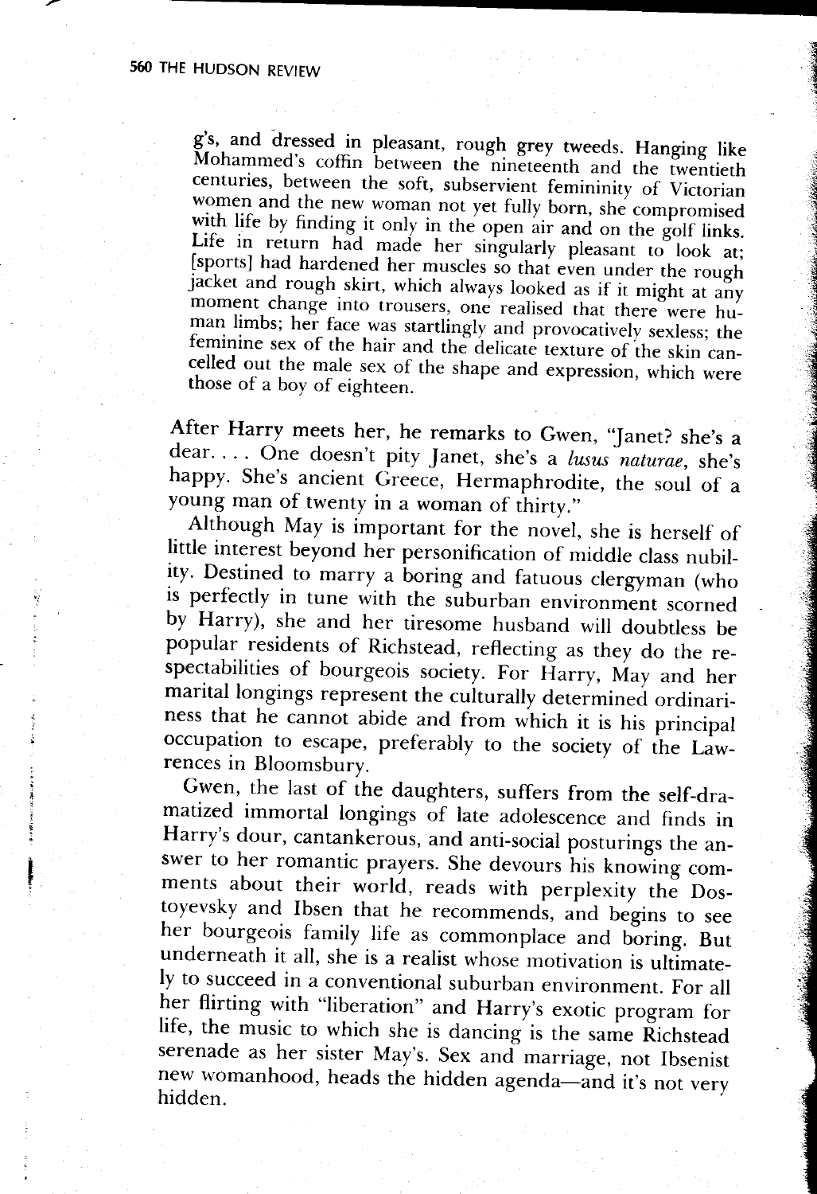> g's, and dressed in pleasant, rough grey tweeds. Hanging like Mohammed's coffin between the nineteenth and the twentieth centuries, between the soft, subservient femininity of Victorian women and the new woman not yet fully born, she compromised with life by finding it only in the open air and on the golf links. Life in return had made her singularly pleasant to look at; [sports] had hardened her muscles so that even under the rough jacket and rough skirt, which always looked as if it might at any moment change into trousers, one realised that there were human limbs; her face was startlingly and provocatively sexless; the feminine sex of the hair and the delicate texture of the skin cancelled out the male sex of the shape and expression, which were those of a boy of eighteen.

After Harry meets her, he remarks to Gwen, "Janet? she's a dear. . . . One doesn't pity Janet, she's a *lusus naturae*, she's happy. She's ancient Greece, Hermaphrodite, the soul of a young man of twenty in a woman of thirty."

Although May is important for the novel, she is herself of little interest beyond her personification of middle class nubility. Destined to marry a boring and fatuous clergyman (who is perfectly in tune with the suburban environment scorned by Harry), she and her tiresome husband will doubtless be popular residents of Richstead, reflecting as they do the respectabilities of bourgeois society. For Harry, May and her marital longings represent the culturally determined ordinariness that he cannot abide and from which it is his principal occupation to escape, preferably to the society of the Lawrences in Bloomsbury.

Gwen, the last of the daughters, suffers from the self-dramatized immortal longings of late adolescence and finds in Harry's dour, cantankerous, and anti-social posturings the answer to her romantic prayers. She devours his knowing comments about their world, reads with perplexity the Dostoyevsky and Ibsen that he recommends, and begins to see her bourgeois family life as commonplace and boring. But underneath it all, she is a realist whose motivation is ultimately to succeed in a conventional suburban environment. For all her flirting with "liberation" and Harry's exotic program for life, the music to which she is dancing is the same Richstead serenade as her sister May's. Sex and marriage, not Ibsenist new womanhood, heads the hidden agenda—and it's not very hidden.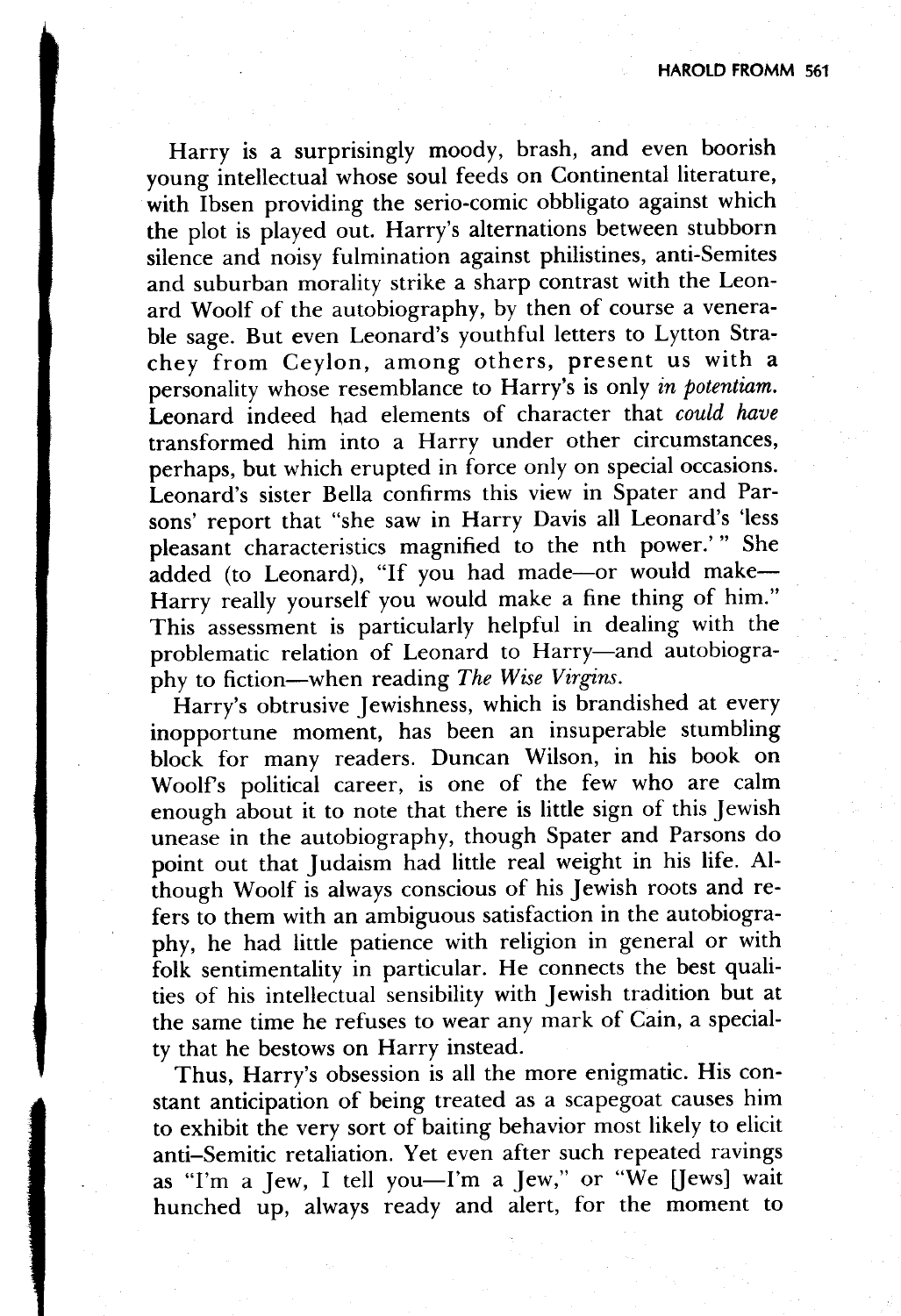Harry is a surprisingly moody, brash, and even boorish young intellectual whose soul feeds on Continental literature, with Ibsen providing the serio-comic obbligato against which the plot is played out. Harry's alternations between stubborn silence and noisy fulmination against philistines, anti-Semites and suburban morality strike a sharp contrast with the Leonard Woolf of the autobiography, by then of course a venerable sage. But even Leonard's youthful letters to Lytton Strachey from Ceylon, among others, present us with a personality whose resemblance to Harry's is only *in potentiam.* Leonard indeed had elements of character that *could have* transformed him into a Harry under other circumstances, perhaps, but which erupted in force only on special occasions. Leonard's sister Bella confirms this view in Spater and Parsons' report that "she saw in Harry Davis all Leonard's 'less pleasant characteristics magnified to the nth power.'" She added (to Leonard), "If you had made—or would make—Harry really yourself you would make a fine thing of him." This assessment is particularly helpful in dealing with the problematic relation of Leonard to Harry—and autobiography to fiction—when reading *The Wise Virgins*.

Harry's obtrusive Jewishness, which is brandished at every inopportune moment, has been an insuperable stumbling block for many readers. Duncan Wilson, in his book on Woolf's political career, is one of the few who are calm enough about it to note that there is little sign of this Jewish unease in the autobiography, though Spater and Parsons do point out that Judaism had little real weight in his life. Although Woolf is always conscious of his Jewish roots and refers to them with an ambiguous satisfaction in the autobiography, he had little patience with religion in general or with folk sentimentality in particular. He connects the best qualities of his intellectual sensibility with Jewish tradition but at the same time he refuses to wear any mark of Cain, a specialty that he bestows on Harry instead.

Thus, Harry's obsession is all the more enigmatic. His constant anticipation of being treated as a scapegoat causes him to exhibit the very sort of baiting behavior most likely to elicit anti-Semitic retaliation. Yet even after such repeated ravings as "I'm a Jew, I tell you—I'm a Jew," or "We [Jews] wait hunched up, always ready and alert, for the moment to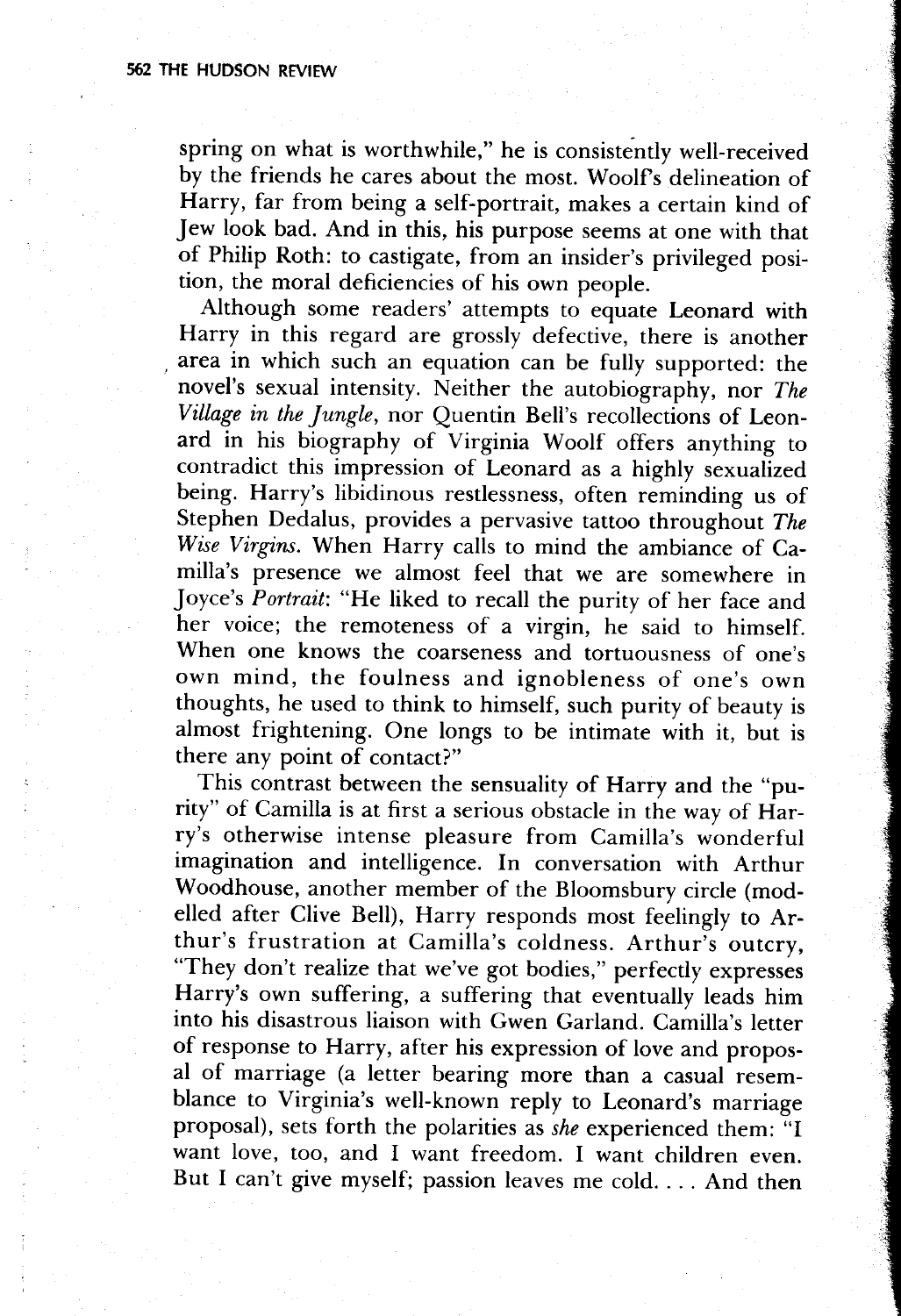spring on what is worthwhile," he is consistently well-received by the friends he cares about the most. Woolf's delineation of Harry, far from being a self-portrait, makes a certain kind of Jew look bad. And in this, his purpose seems at one with that of Philip Roth: to castigate, from an insider's privileged position, the moral deficiencies of his own people.

Although some readers' attempts to equate Leonard with Harry in this regard are grossly defective, there is another area in which such an equation can be fully supported: the novel's sexual intensity. Neither the autobiography, nor *The Village in the Jungle*, nor Quentin Bell's recollections of Leonard in his biography of Virginia Woolf offers anything to contradict this impression of Leonard as a highly sexualized being. Harry's libidinous restlessness, often reminding us of Stephen Dedalus, provides a pervasive tattoo throughout *The Wise Virgins*. When Harry calls to mind the ambiance of Camilla's presence we almost feel that we are somewhere in Joyce's *Portrait*: "He liked to recall the purity of her face and her voice; the remoteness of a virgin, he said to himself. When one knows the coarseness and tortuousness of one's own mind, the foulness and ignobleness of one's own thoughts, he used to think to himself, such purity of beauty is almost frightening. One longs to be intimate with it, but is there any point of contact?"

This contrast between the sensuality of Harry and the "purity" of Camilla is at first a serious obstacle in the way of Harry's otherwise intense pleasure from Camilla's wonderful imagination and intelligence. In conversation with Arthur Woodhouse, another member of the Bloomsbury circle (modelled after Clive Bell), Harry responds most feelingly to Arthur's frustration at Camilla's coldness. Arthur's outcry, "They don't realize that we've got bodies," perfectly expresses Harry's own suffering, a suffering that eventually leads him into his disastrous liaison with Gwen Garland. Camilla's letter of response to Harry, after his expression of love and proposal of marriage (a letter bearing more than a casual resemblance to Virginia's well-known reply to Leonard's marriage proposal), sets forth the polarities as *she* experienced them: "I want love, too, and I want freedom. I want children even. But I can't give myself; passion leaves me cold. . . . And then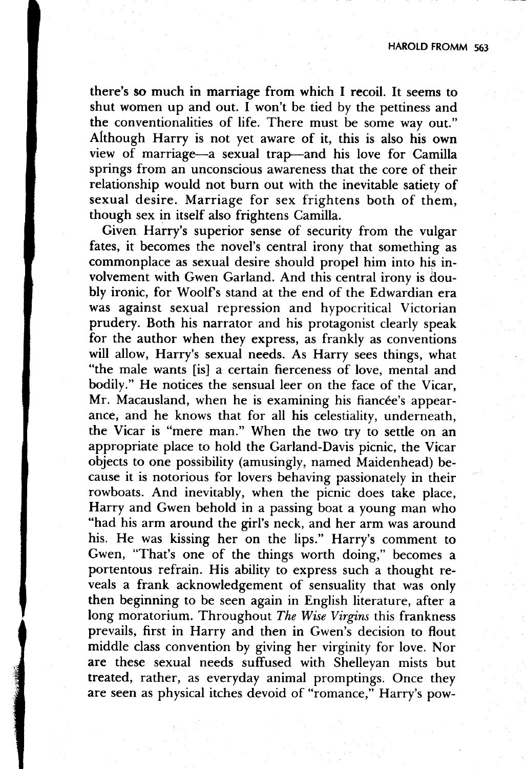there's so much in marriage from which I recoil. It seems to shut women up and out. I won't be tied by the pettiness and the conventionalities of life. There must be some way out." Although Harry is not yet aware of it, this is also his own view of marriage—a sexual trap—and his love for Camilla springs from an unconscious awareness that the core of their relationship would not burn out with the inevitable satiety of sexual desire. Marriage for sex frightens both of them, though sex in itself also frightens Camilla.

Given Harry's superior sense of security from the vulgar fates, it becomes the novel's central irony that something as commonplace as sexual desire should propel him into his involvement with Gwen Garland. And this central irony is doubly ironic, for Woolf's stand at the end of the Edwardian era was against sexual repression and hypocritical Victorian prudery. Both his narrator and his protagonist clearly speak for the author when they express, as frankly as conventions will allow, Harry's sexual needs. As Harry sees things, what "the male wants [is] a certain fierceness of love, mental and bodily." He notices the sensual leer on the face of the Vicar, Mr. Macausland, when he is examining his fiancée's appearance, and he knows that for all his celestiality, underneath, the Vicar is "mere man." When the two try to settle on an appropriate place to hold the Garland-Davis picnic, the Vicar objects to one possibility (amusingly, named Maidenhead) because it is notorious for lovers behaving passionately in their rowboats. And inevitably, when the picnic does take place, Harry and Gwen behold in a passing boat a young man who "had his arm around the girl's neck, and her arm was around his. He was kissing her on the lips." Harry's comment to Gwen, "That's one of the things worth doing," becomes a portentous refrain. His ability to express such a thought reveals a frank acknowledgement of sensuality that was only then beginning to be seen again in English literature, after a long moratorium. Throughout *The Wise Virgins* this frankness prevails, first in Harry and then in Gwen's decision to flout middle class convention by giving her virginity for love. Nor are these sexual needs suffused with Shelleyan mists but treated, rather, as everyday animal promptings. Once they are seen as physical itches devoid of "romance," Harry's pow-